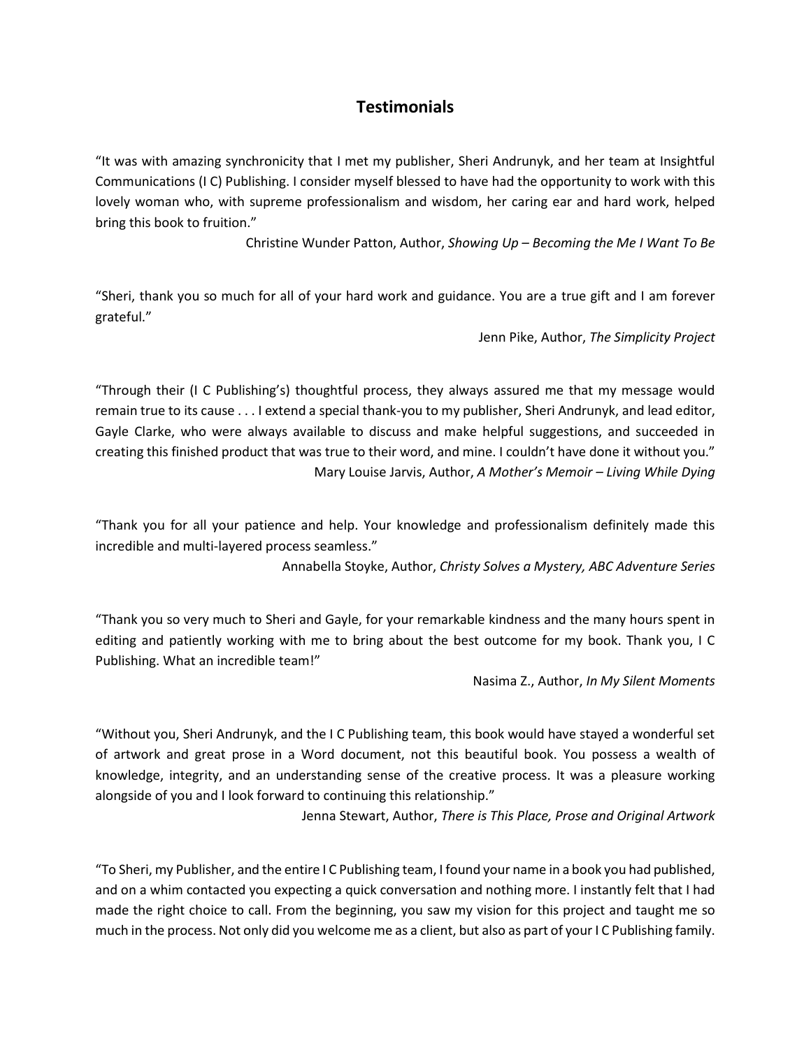## Testimonials

"It was with amazing synchronicity that I met my publisher, Sheri Andrunyk, and her team at Insightful Communications (I C) Publishing. I consider myself blessed to have had the opportunity to work with this lovely woman who, with supreme professionalism and wisdom, her caring ear and hard work, helped bring this book to fruition."

Christine Wunder Patton, Author, *Showing Up – Becoming the Me I Want To Be*

"Sheri, thank you so much for all of your hard work and guidance. You are a true gift and I am forever grateful."

Jenn Pike, Author, *The Simplicity Project*

"Through their (I C Publishing's) thoughtful process, they always assured me that my message would remain true to its cause . . . I extend a special thank-you to my publisher, Sheri Andrunyk, and lead editor, Gayle Clarke, who were always available to discuss and make helpful suggestions, and succeeded in creating this finished product that was true to their word, and mine. I couldn't have done it without you."

Mary Louise Jarvis, Author, *A Mother's Memoir – Living While Dying*

"Thank you for all your patience and help. Your knowledge and professionalism definitely made this incredible and multi-layered process seamless."

Annabella Stoyke, Author, *Christy Solves a Mystery, ABC Adventure Series*

"Thank you so very much to Sheri and Gayle, for your remarkable kindness and the many hours spent in editing and patiently working with me to bring about the best outcome for my book. Thank you, I C Publishing. What an incredible team!"

Nasima Z., Author, *In My Silent Moments*

"Without you, Sheri Andrunyk, and the I C Publishing team, this book would have stayed a wonderful set of artwork and great prose in a Word document, not this beautiful book. You possess a wealth of knowledge, integrity, and an understanding sense of the creative process. It was a pleasure working alongside of you and I look forward to continuing this relationship."

Jenna Stewart, Author, *There is This Place, Prose and Original Artwork*

"To Sheri, my Publisher, and the entire I C Publishing team, I found your name in a book you had published, and on a whim contacted you expecting a quick conversation and nothing more. I instantly felt that I had made the right choice to call. From the beginning, you saw my vision for this project and taught me so much in the process. Not only did you welcome me as a client, but also as part of your I C Publishing family.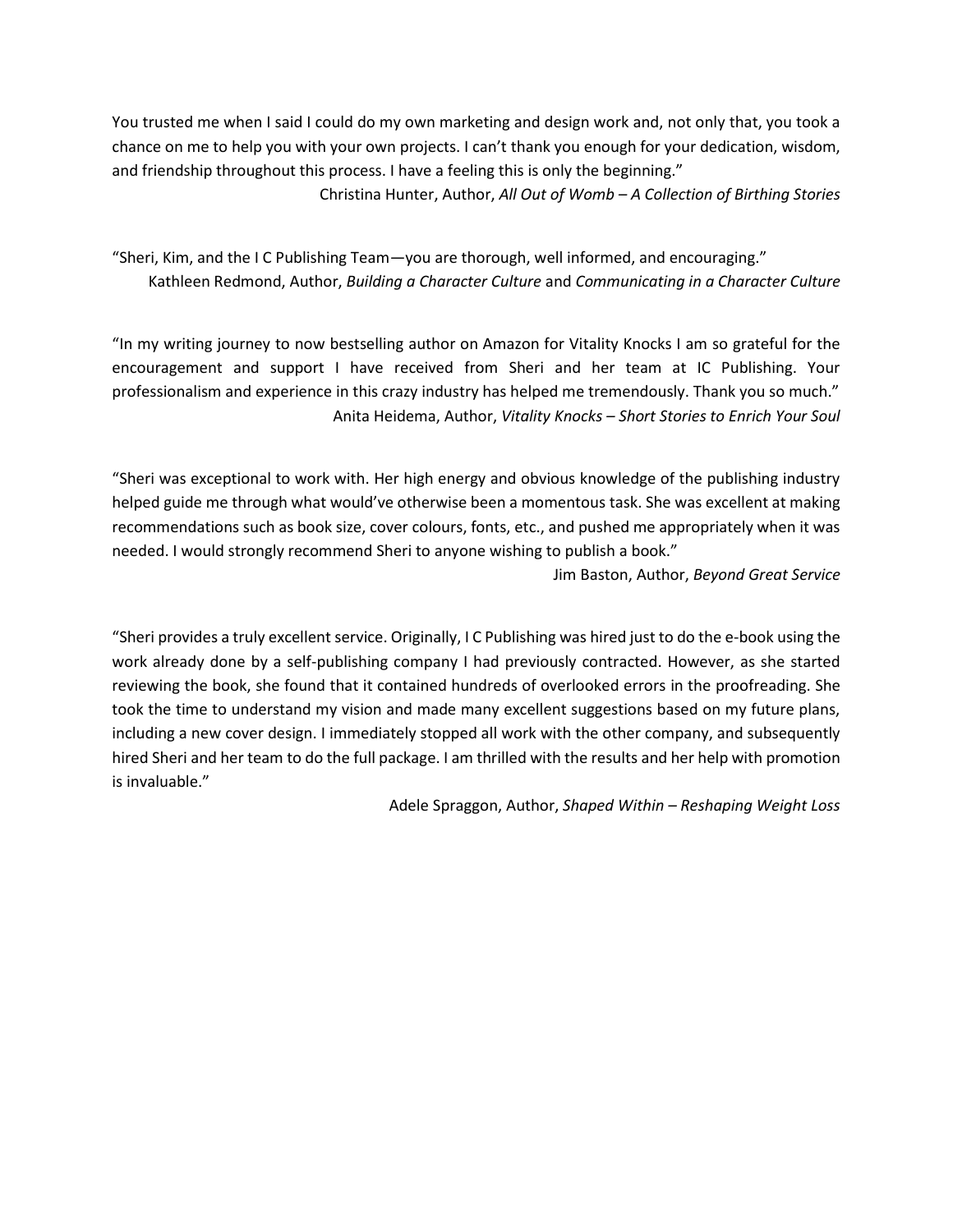You trusted me when I said I could do my own marketing and design work and, not only that, you took a chance on me to help you with your own projects. I can't thank you enough for your dedication, wisdom, and friendship throughout this process. I have a feeling this is only the beginning."

Christina Hunter, Author, *All Out of Womb – A Collection of Birthing Stories*

"Sheri, Kim, and the I C Publishing Team—you are thorough, well informed, and encouraging."

Kathleen Redmond, Author, *Building a Character Culture* and *Communicating in a Character Culture*

"In my writing journey to now bestselling author on Amazon for Vitality Knocks I am so grateful for the encouragement and support I have received from Sheri and her team at IC Publishing. Your professionalism and experience in this crazy industry has helped me tremendously. Thank you so much."

Anita Heidema, Author, *Vitality Knocks – Short Stories to Enrich Your Soul*

"Sheri was exceptional to work with. Her high energy and obvious knowledge of the publishing industry helped guide me through what would've otherwise been a momentous task. She was excellent at making recommendations such as book size, cover colours, fonts, etc., and pushed me appropriately when it was needed. I would strongly recommend Sheri to anyone wishing to publish a book."

Jim Baston, Author, *Beyond Great Service*

"Sheri provides a truly excellent service. Originally, I C Publishing was hired just to do the e-book using the work already done by a self-publishing company I had previously contracted. However, as she started reviewing the book, she found that it contained hundreds of overlooked errors in the proofreading. She took the time to understand my vision and made many excellent suggestions based on my future plans, including a new cover design. I immediately stopped all work with the other company, and subsequently hired Sheri and her team to do the full package. I am thrilled with the results and her help with promotion is invaluable."

Adele Spraggon, Author, *Shaped Within – Reshaping Weight Loss*